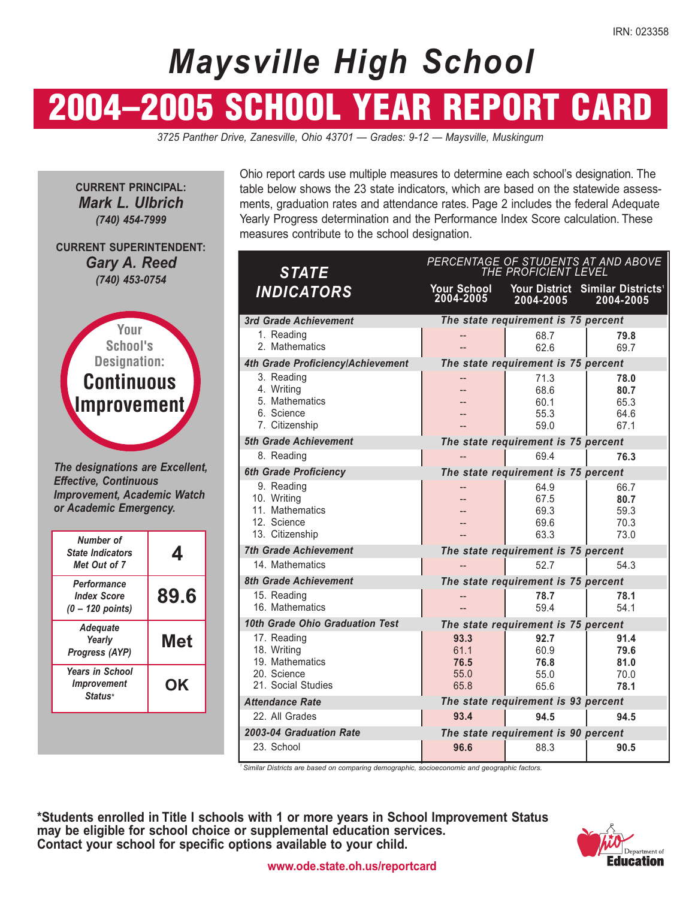IRN: 023358

# Maysville High School

# 2004–2005 SCHOOL YEAR REPORT CARD

*3725 Panther Drive, Zanesville, Ohio 43701 — Grades: 9-12 — Maysville, Muskingum*

**CURRENT PRINCIPAL:**
***Mark L. Ulbrich***
*(740) 454-7999*

**CURRENT SUPERINTENDENT:**
***Gary A. Reed***
*(740) 453-0754*

**Your School's Designation: Continuous Improvement**

***The designations are Excellent, Effective, Continuous Improvement, Academic Watch or Academic Emergency.***

| | |
|---|---|
| *Number of State Indicators Met Out of 7* | **4** |
| *Performance Index Score (0 – 120 points)* | **89.6** |
| *Adequate Yearly Progress (AYP)* | **Met** |
| *Years in School Improvement Status** | **OK** |

Ohio report cards use multiple measures to determine each school's designation. The table below shows the 23 state indicators, which are based on the statewide assessments, graduation rates and attendance rates. Page 2 includes the federal Adequate Yearly Progress determination and the Performance Index Score calculation. These measures contribute to the school designation.

| STATE INDICATORS | PERCENTAGE OF STUDENTS AT AND ABOVE THE PROFICIENT LEVEL | | |
|---|---|---|---|
| | Your School 2004-2005 | Your District 2004-2005 | Similar Districts[1] 2004-2005 |
| ***3rd Grade Achievement*** | *The state requirement is 75 percent* | | |
| 1. Reading | -- | 68.7 | **79.8** |
| 2. Mathematics | -- | 62.6 | 69.7 |
| ***4th Grade Proficiency/Achievement*** | *The state requirement is 75 percent* | | |
| 3. Reading | -- | 71.3 | **78.0** |
| 4. Writing | -- | 68.6 | **80.7** |
| 5. Mathematics | -- | 60.1 | 65.3 |
| 6. Science | -- | 55.3 | 64.6 |
| 7. Citizenship | -- | 59.0 | 67.1 |
| ***5th Grade Achievement*** | *The state requirement is 75 percent* | | |
| 8. Reading | -- | 69.4 | **76.3** |
| ***6th Grade Proficiency*** | *The state requirement is 75 percent* | | |
| 9. Reading | -- | 64.9 | 66.7 |
| 10. Writing | -- | 67.5 | **80.7** |
| 11. Mathematics | -- | 69.3 | 59.3 |
| 12. Science | -- | 69.6 | 70.3 |
| 13. Citizenship | -- | 63.3 | 73.0 |
| ***7th Grade Achievement*** | *The state requirement is 75 percent* | | |
| 14. Mathematics | -- | 52.7 | 54.3 |
| ***8th Grade Achievement*** | *The state requirement is 75 percent* | | |
| 15. Reading | -- | **78.7** | **78.1** |
| 16. Mathematics | -- | 59.4 | 54.1 |
| ***10th Grade Ohio Graduation Test*** | *The state requirement is 75 percent* | | |
| 17. Reading | **93.3** | **92.7** | **91.4** |
| 18. Writing | 61.1 | 60.9 | **79.6** |
| 19. Mathematics | **76.5** | **76.8** | **81.0** |
| 20. Science | 55.0 | 55.0 | 70.0 |
| 21. Social Studies | 65.8 | 65.6 | **78.1** |
| ***Attendance Rate*** | *The state requirement is 93 percent* | | |
| 22. All Grades | **93.4** | **94.5** | **94.5** |
| ***2003-04 Graduation Rate*** | *The state requirement is 90 percent* | | |
| 23. School | **96.6** | 88.3 | **90.5** |

*[1] Similar Districts are based on comparing demographic, socioeconomic and geographic factors.*

**\*Students enrolled in Title I schools with 1 or more years in School Improvement Status may be eligible for school choice or supplemental education services. Contact your school for specific options available to your child.**

**www.ode.state.oh.us/reportcard**

Ohio Department of Education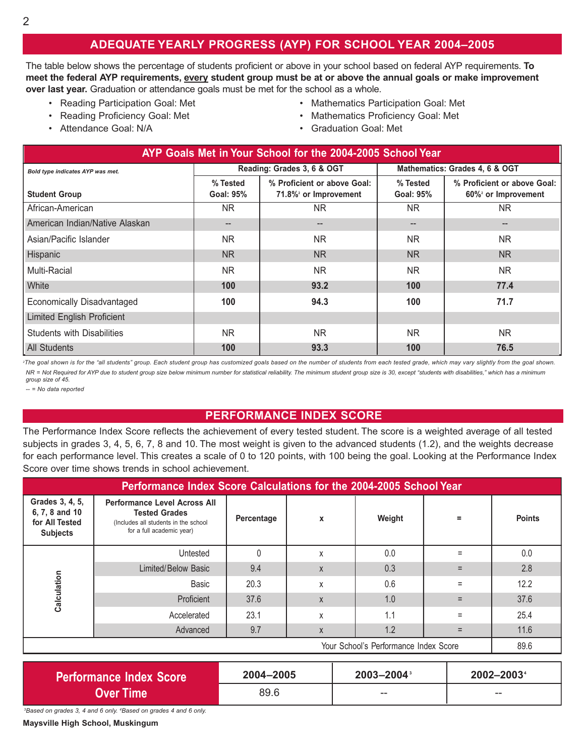## ADEQUATE YEARLY PROGRESS (AYP) FOR SCHOOL YEAR 2004–2005

The table below shows the percentage of students proficient or above in your school based on federal AYP requirements. **To meet the federal AYP requirements, every student group must be at or above the annual goals or make improvement over last year.** Graduation or attendance goals must be met for the school as a whole.

- Reading Participation Goal: Met
- Reading Proficiency Goal: Met
- Attendance Goal: N/A
- Mathematics Participation Goal: Met
- Mathematics Proficiency Goal: Met
- Graduation Goal: Met

**AYP Goals Met in Your School for the 2004-2005 School Year**

| *Bold type indicates AYP was met.* | Reading: Grades 3, 6 & OGT | | Mathematics: Grades 4, 6 & OGT | |
|---|---|---|---|---|
| Student Group | % Tested Goal: 95% | % Proficient or above Goal: 71.8%[2] or Improvement | % Tested Goal: 95% | % Proficient or above Goal: 60%[2] or Improvement |
| African-American | NR | NR | NR | NR |
| American Indian/Native Alaskan | -- | -- | -- | -- |
| Asian/Pacific Islander | NR | NR | NR | NR |
| Hispanic | NR | NR | NR | NR |
| Multi-Racial | NR | NR | NR | NR |
| White | **100** | **93.2** | **100** | **77.4** |
| Economically Disadvantaged | **100** | **94.3** | **100** | **71.7** |
| Limited English Proficient | | | | |
| Students with Disabilities | NR | NR | NR | NR |
| All Students | **100** | **93.3** | **100** | **76.5** |

*[2]The goal shown is for the "all students" group. Each student group has customized goals based on the number of students from each tested grade, which may vary slightly from the goal shown.*

*NR = Not Required for AYP due to student group size below minimum number for statistical reliability. The minimum student group size is 30, except "students with disabilities," which has a minimum group size of 45.*

*-- = No data reported*

## PERFORMANCE INDEX SCORE

The Performance Index Score reflects the achievement of every tested student. The score is a weighted average of all tested subjects in grades 3, 4, 5, 6, 7, 8 and 10. The most weight is given to the advanced students (1.2), and the weights decrease for each performance level. This creates a scale of 0 to 120 points, with 100 being the goal. Looking at the Performance Index Score over time shows trends in school achievement.

**Performance Index Score Calculations for the 2004-2005 School Year**

| Grades 3, 4, 5, 6, 7, 8 and 10 for All Tested Subjects | Performance Level Across All Tested Grades (Includes all students in the school for a full academic year) | Percentage | x | Weight | = | Points |
|---|---|---|---|---|---|---|
| Calculation | Untested | 0 | x | 0.0 | = | 0.0 |
| | Limited/Below Basic | 9.4 | x | 0.3 | = | 2.8 |
| | Basic | 20.3 | x | 0.6 | = | 12.2 |
| | Proficient | 37.6 | x | 1.0 | = | 37.6 |
| | Accelerated | 23.1 | x | 1.1 | = | 25.4 |
| | Advanced | 9.7 | x | 1.2 | = | 11.6 |
| | | | | | Your School's Performance Index Score | 89.6 |

| Performance Index Score Over Time | 2004–2005 | 2003–2004[3] | 2002–2003[4] |
|---|---|---|---|
| | 89.6 | -- | -- |

*[3]Based on grades 3, 4 and 6 only. [4]Based on grades 4 and 6 only.*

**Maysville High School, Muskingum**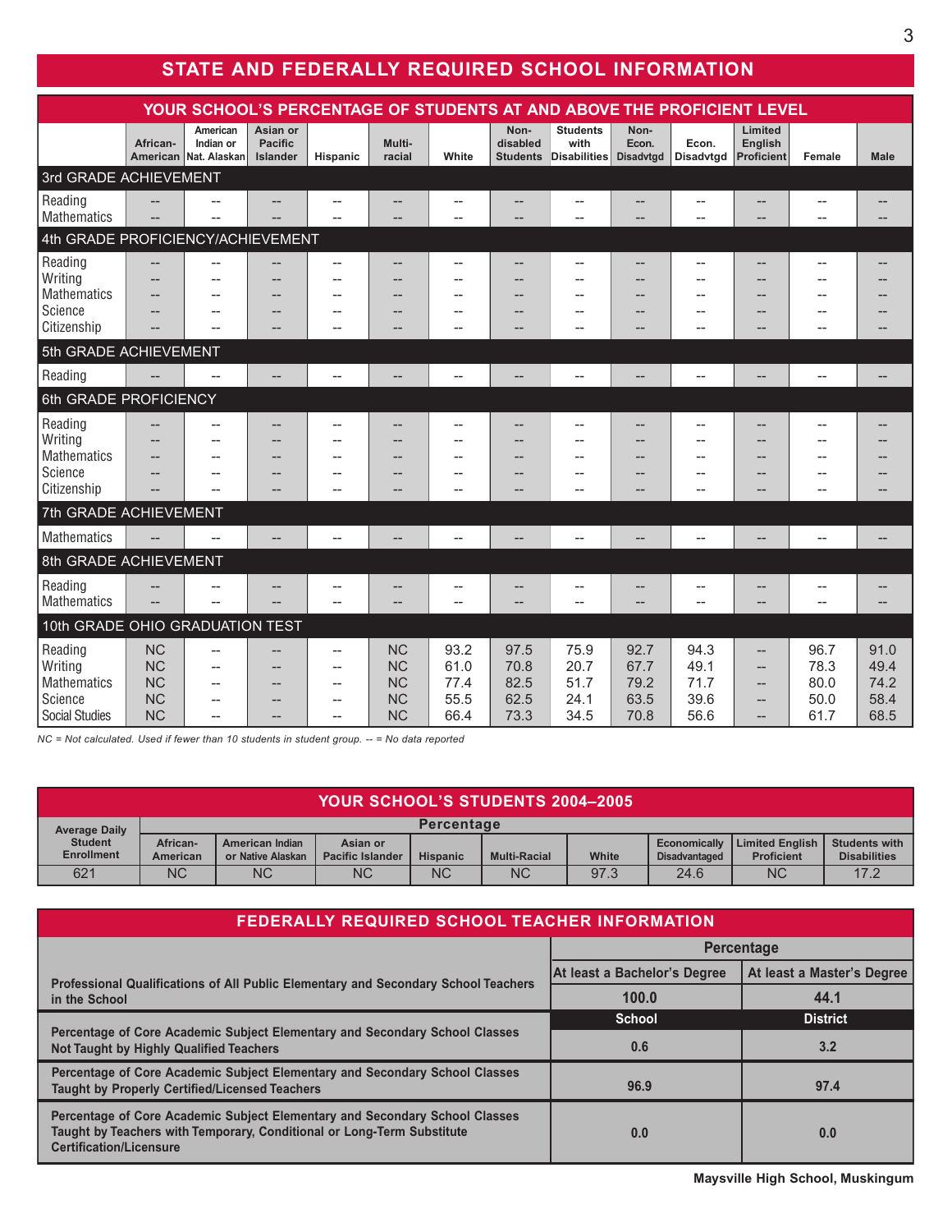## STATE AND FEDERALLY REQUIRED SCHOOL INFORMATION

### YOUR SCHOOL'S PERCENTAGE OF STUDENTS AT AND ABOVE THE PROFICIENT LEVEL

| | African-American | American Indian or Nat. Alaskan | Asian or Pacific Islander | Hispanic | Multi-racial | White | Non-disabled Students | Students with Disabilities | Non-Econ. Disadvtgd | Econ. Disadvtgd | Limited English Proficient | Female | Male |
|---|---|---|---|---|---|---|---|---|---|---|---|---|---|
| **3rd GRADE ACHIEVEMENT** | | | | | | | | | | | | | |
| Reading | -- | -- | -- | -- | -- | -- | -- | -- | -- | -- | -- | -- | -- |
| Mathematics | -- | -- | -- | -- | -- | -- | -- | -- | -- | -- | -- | -- | -- |
| **4th GRADE PROFICIENCY/ACHIEVEMENT** | | | | | | | | | | | | | |
| Reading | -- | -- | -- | -- | -- | -- | -- | -- | -- | -- | -- | -- | -- |
| Writing | -- | -- | -- | -- | -- | -- | -- | -- | -- | -- | -- | -- | -- |
| Mathematics | -- | -- | -- | -- | -- | -- | -- | -- | -- | -- | -- | -- | -- |
| Science | -- | -- | -- | -- | -- | -- | -- | -- | -- | -- | -- | -- | -- |
| Citizenship | -- | -- | -- | -- | -- | -- | -- | -- | -- | -- | -- | -- | -- |
| **5th GRADE ACHIEVEMENT** | | | | | | | | | | | | | |
| Reading | -- | -- | -- | -- | -- | -- | -- | -- | -- | -- | -- | -- | -- |
| **6th GRADE PROFICIENCY** | | | | | | | | | | | | | |
| Reading | -- | -- | -- | -- | -- | -- | -- | -- | -- | -- | -- | -- | -- |
| Writing | -- | -- | -- | -- | -- | -- | -- | -- | -- | -- | -- | -- | -- |
| Mathematics | -- | -- | -- | -- | -- | -- | -- | -- | -- | -- | -- | -- | -- |
| Science | -- | -- | -- | -- | -- | -- | -- | -- | -- | -- | -- | -- | -- |
| Citizenship | -- | -- | -- | -- | -- | -- | -- | -- | -- | -- | -- | -- | -- |
| **7th GRADE ACHIEVEMENT** | | | | | | | | | | | | | |
| Mathematics | -- | -- | -- | -- | -- | -- | -- | -- | -- | -- | -- | -- | -- |
| **8th GRADE ACHIEVEMENT** | | | | | | | | | | | | | |
| Reading | -- | -- | -- | -- | -- | -- | -- | -- | -- | -- | -- | -- | -- |
| Mathematics | -- | -- | -- | -- | -- | -- | -- | -- | -- | -- | -- | -- | -- |
| **10th GRADE OHIO GRADUATION TEST** | | | | | | | | | | | | | |
| Reading | NC | -- | -- | -- | NC | 93.2 | 97.5 | 75.9 | 92.7 | 94.3 | -- | 96.7 | 91.0 |
| Writing | NC | -- | -- | -- | NC | 61.0 | 70.8 | 20.7 | 67.7 | 49.1 | -- | 78.3 | 49.4 |
| Mathematics | NC | -- | -- | -- | NC | 77.4 | 82.5 | 51.7 | 79.2 | 71.7 | -- | 80.0 | 74.2 |
| Science | NC | -- | -- | -- | NC | 55.5 | 62.5 | 24.1 | 63.5 | 39.6 | -- | 50.0 | 58.4 |
| Social Studies | NC | -- | -- | -- | NC | 66.4 | 73.3 | 34.5 | 70.8 | 56.6 | -- | 61.7 | 68.5 |

*NC = Not calculated. Used if fewer than 10 students in student group. -- = No data reported*

### YOUR SCHOOL'S STUDENTS 2004–2005

| Average Daily Student Enrollment | Percentage | | | | | | | | |
|---|---|---|---|---|---|---|---|---|---|
| | African-American | American Indian or Native Alaskan | Asian or Pacific Islander | Hispanic | Multi-Racial | White | Economically Disadvantaged | Limited English Proficient | Students with Disabilities |
| 621 | NC | NC | NC | NC | NC | 97.3 | 24.6 | NC | 17.2 |

### FEDERALLY REQUIRED SCHOOL TEACHER INFORMATION

| | Percentage | |
|---|---|---|
| **Professional Qualifications of All Public Elementary and Secondary School Teachers in the School** | **At least a Bachelor's Degree** | **At least a Master's Degree** |
| | 100.0 | 44.1 |
| | **School** | **District** |
| **Percentage of Core Academic Subject Elementary and Secondary School Classes Not Taught by Highly Qualified Teachers** | 0.6 | 3.2 |
| **Percentage of Core Academic Subject Elementary and Secondary School Classes Taught by Properly Certified/Licensed Teachers** | 96.9 | 97.4 |
| **Percentage of Core Academic Subject Elementary and Secondary School Classes Taught by Teachers with Temporary, Conditional or Long-Term Substitute Certification/Licensure** | 0.0 | 0.0 |

**Maysville High School, Muskingum**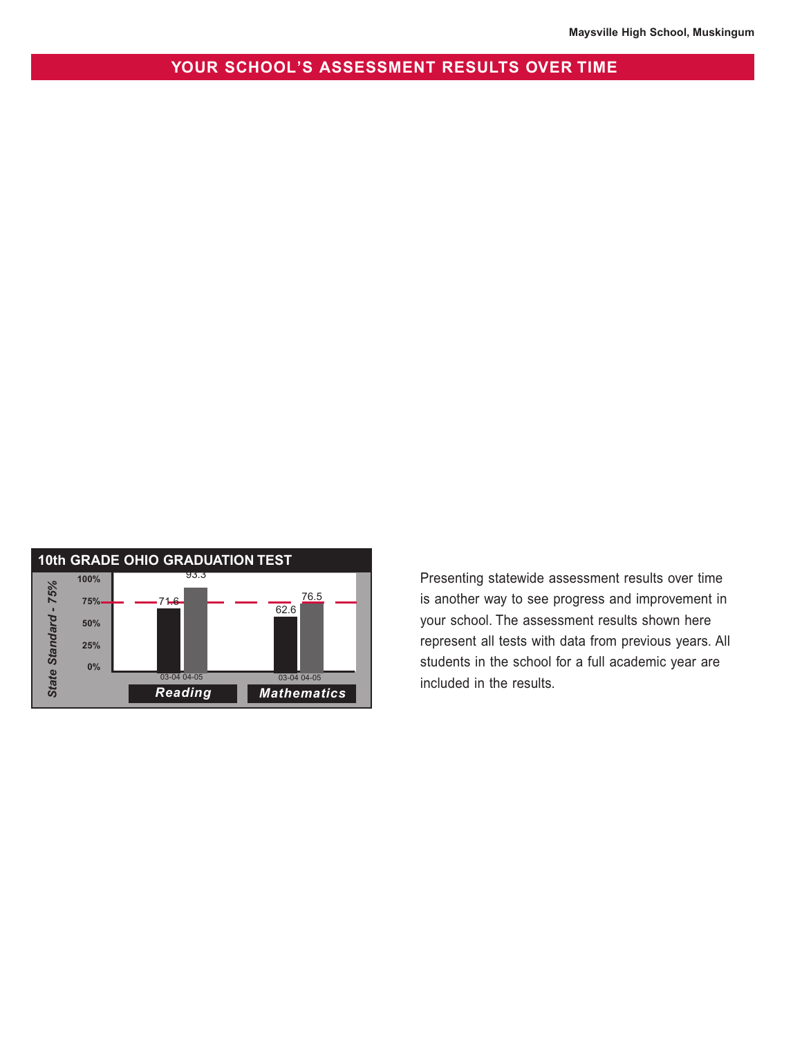## YOUR SCHOOL'S ASSESSMENT RESULTS OVER TIME

**10th GRADE OHIO GRADUATION TEST**

State Standard - 75%

100%
75%
50%
25%
0%

71.6
93.3
62.6
76.5

03-04 04-05
03-04 04-05

Reading
Mathematics

Presenting statewide assessment results over time is another way to see progress and improvement in your school. The assessment results shown here represent all tests with data from previous years. All students in the school for a full academic year are included in the results.